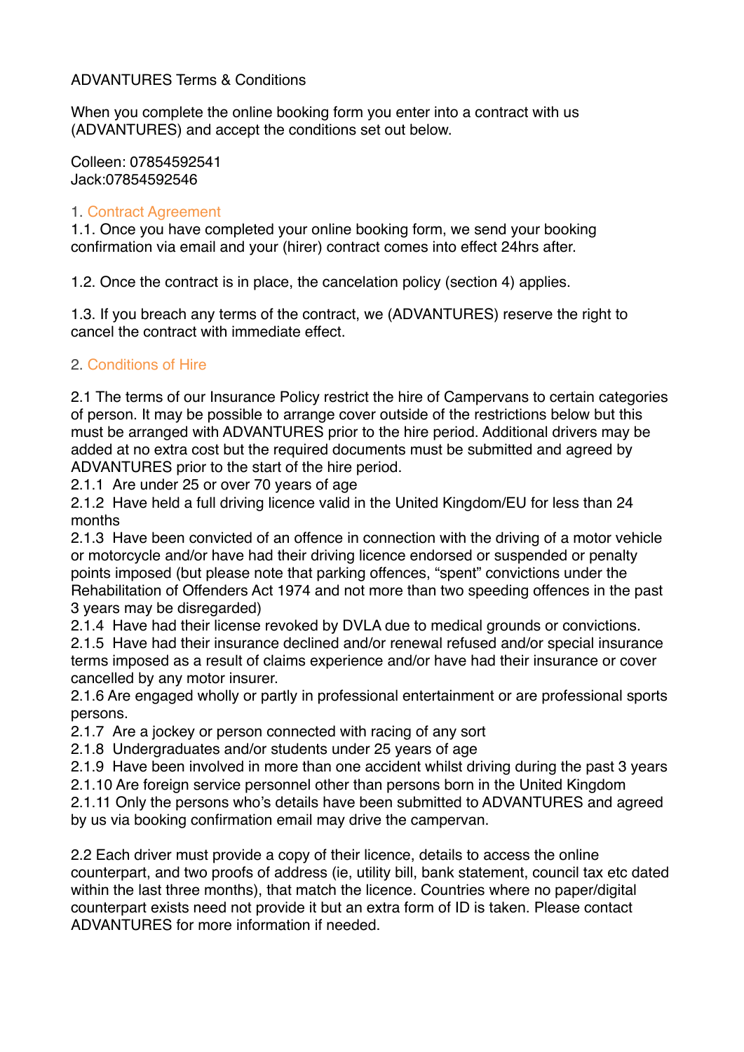# ADVANTURES Terms & Conditions

When you complete the online booking form you enter into a contract with us (ADVANTURES) and accept the conditions set out below.

Colleen: 07854592541
Jack:07854592546

## 1. Contract Agreement

1.1. Once you have completed your online booking form, we send your booking confirmation via email and your (hirer) contract comes into effect 24hrs after.

1.2. Once the contract is in place, the cancelation policy (section 4) applies.

1.3. If you breach any terms of the contract, we (ADVANTURES) reserve the right to cancel the contract with immediate effect.

## 2. Conditions of Hire

2.1 The terms of our Insurance Policy restrict the hire of Campervans to certain categories of person. It may be possible to arrange cover outside of the restrictions below but this must be arranged with ADVANTURES prior to the hire period. Additional drivers may be added at no extra cost but the required documents must be submitted and agreed by ADVANTURES prior to the start of the hire period.

2.1.1 Are under 25 or over 70 years of age

2.1.2 Have held a full driving licence valid in the United Kingdom/EU for less than 24 months

2.1.3 Have been convicted of an offence in connection with the driving of a motor vehicle or motorcycle and/or have had their driving licence endorsed or suspended or penalty points imposed (but please note that parking offences, "spent" convictions under the Rehabilitation of Offenders Act 1974 and not more than two speeding offences in the past 3 years may be disregarded)

2.1.4 Have had their license revoked by DVLA due to medical grounds or convictions.

2.1.5 Have had their insurance declined and/or renewal refused and/or special insurance terms imposed as a result of claims experience and/or have had their insurance or cover cancelled by any motor insurer.

2.1.6 Are engaged wholly or partly in professional entertainment or are professional sports persons.

2.1.7 Are a jockey or person connected with racing of any sort

2.1.8 Undergraduates and/or students under 25 years of age

2.1.9 Have been involved in more than one accident whilst driving during the past 3 years

2.1.10 Are foreign service personnel other than persons born in the United Kingdom

2.1.11 Only the persons who's details have been submitted to ADVANTURES and agreed by us via booking confirmation email may drive the campervan.

2.2 Each driver must provide a copy of their licence, details to access the online counterpart, and two proofs of address (ie, utility bill, bank statement, council tax etc dated within the last three months), that match the licence. Countries where no paper/digital counterpart exists need not provide it but an extra form of ID is taken. Please contact ADVANTURES for more information if needed.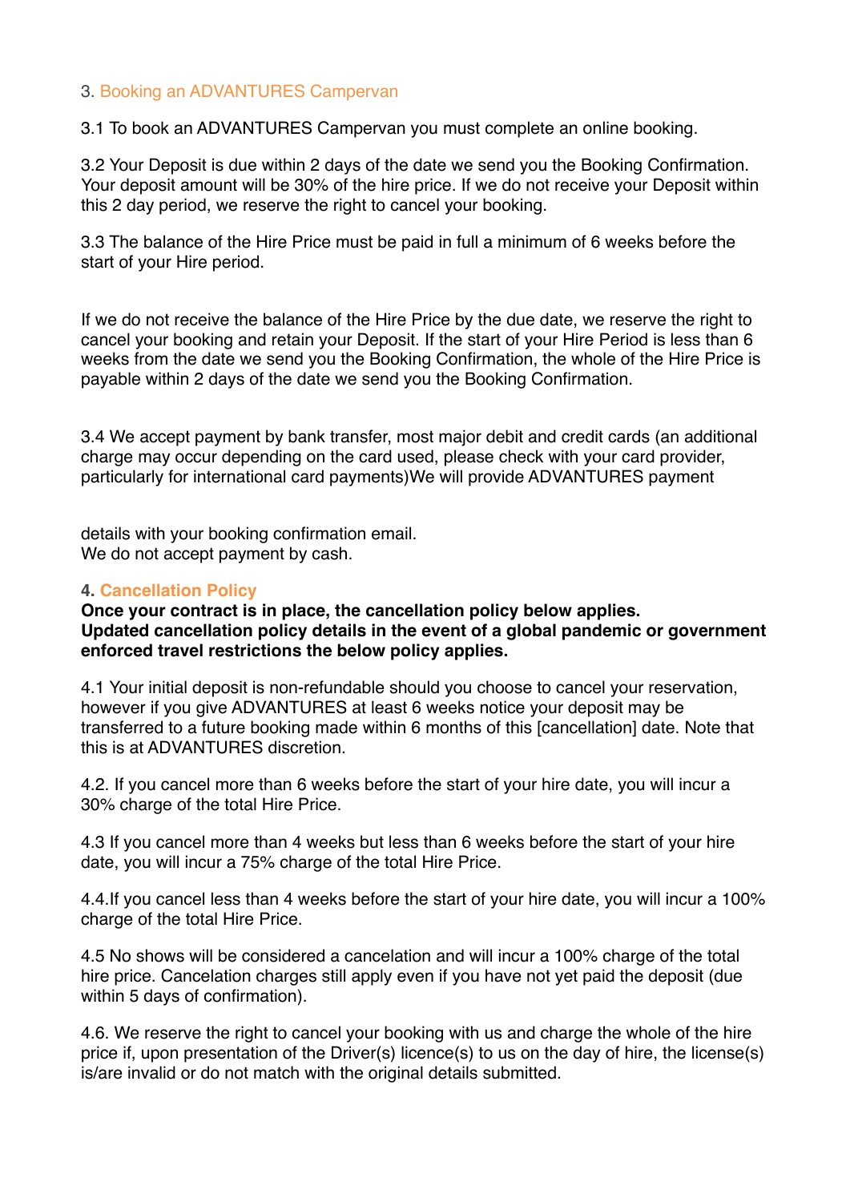## 3. Booking an ADVANTURES Campervan

3.1 To book an ADVANTURES Campervan you must complete an online booking.

3.2 Your Deposit is due within 2 days of the date we send you the Booking Confirmation. Your deposit amount will be 30% of the hire price. If we do not receive your Deposit within this 2 day period, we reserve the right to cancel your booking.

3.3 The balance of the Hire Price must be paid in full a minimum of 6 weeks before the start of your Hire period.

If we do not receive the balance of the Hire Price by the due date, we reserve the right to cancel your booking and retain your Deposit. If the start of your Hire Period is less than 6 weeks from the date we send you the Booking Confirmation, the whole of the Hire Price is payable within 2 days of the date we send you the Booking Confirmation.

3.4 We accept payment by bank transfer, most major debit and credit cards (an additional charge may occur depending on the card used, please check with your card provider, particularly for international card payments)We will provide ADVANTURES payment

details with your booking confirmation email.
We do not accept payment by cash.

## 4. Cancellation Policy

**Once your contract is in place, the cancellation policy below applies. Updated cancellation policy details in the event of a global pandemic or government enforced travel restrictions the below policy applies.**

4.1 Your initial deposit is non-refundable should you choose to cancel your reservation, however if you give ADVANTURES at least 6 weeks notice your deposit may be transferred to a future booking made within 6 months of this [cancellation] date. Note that this is at ADVANTURES discretion.

4.2. If you cancel more than 6 weeks before the start of your hire date, you will incur a 30% charge of the total Hire Price.

4.3 If you cancel more than 4 weeks but less than 6 weeks before the start of your hire date, you will incur a 75% charge of the total Hire Price.

4.4.If you cancel less than 4 weeks before the start of your hire date, you will incur a 100% charge of the total Hire Price.

4.5 No shows will be considered a cancelation and will incur a 100% charge of the total hire price. Cancelation charges still apply even if you have not yet paid the deposit (due within 5 days of confirmation).

4.6. We reserve the right to cancel your booking with us and charge the whole of the hire price if, upon presentation of the Driver(s) licence(s) to us on the day of hire, the license(s) is/are invalid or do not match with the original details submitted.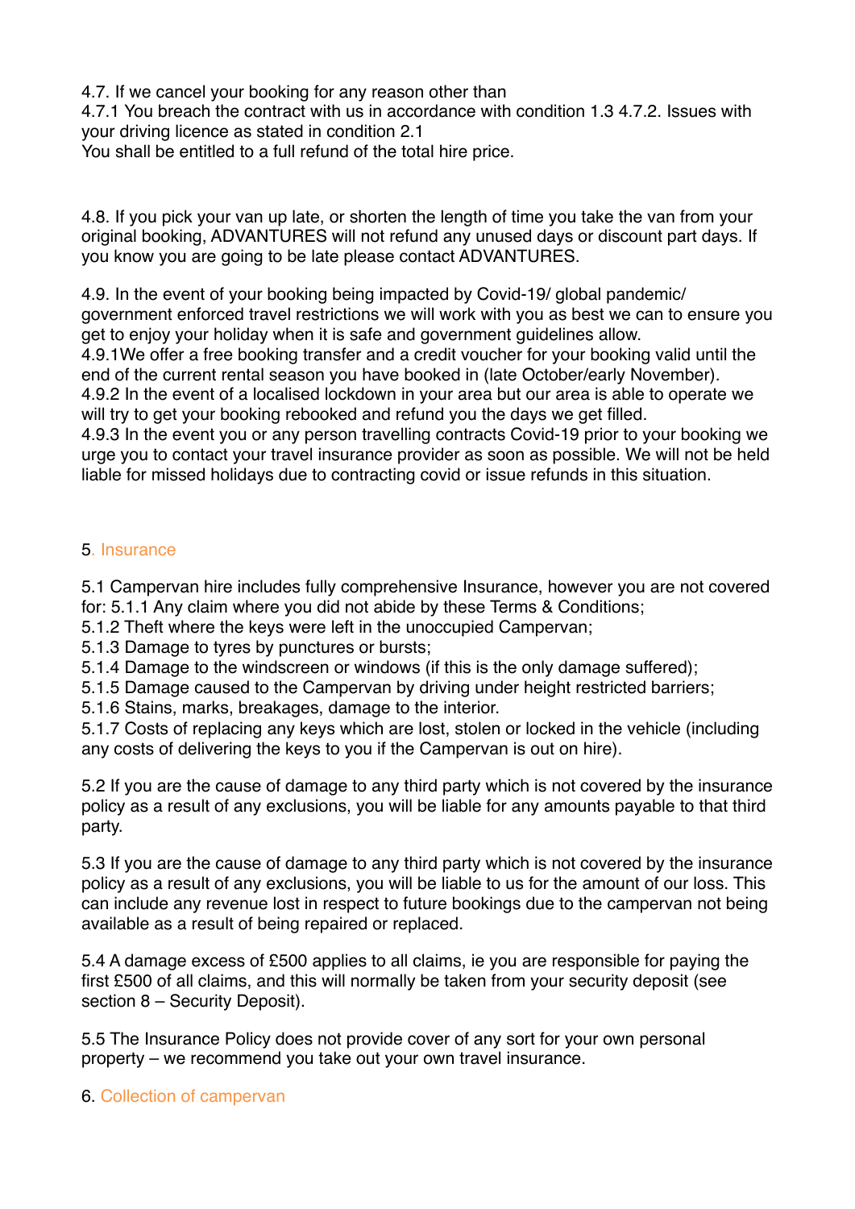4.7. If we cancel your booking for any reason other than
4.7.1 You breach the contract with us in accordance with condition 1.3 4.7.2. Issues with your driving licence as stated in condition 2.1
You shall be entitled to a full refund of the total hire price.

4.8. If you pick your van up late, or shorten the length of time you take the van from your original booking, ADVANTURES will not refund any unused days or discount part days. If you know you are going to be late please contact ADVANTURES.

4.9. In the event of your booking being impacted by Covid-19/ global pandemic/ government enforced travel restrictions we will work with you as best we can to ensure you get to enjoy your holiday when it is safe and government guidelines allow.
4.9.1We offer a free booking transfer and a credit voucher for your booking valid until the end of the current rental season you have booked in (late October/early November).
4.9.2 In the event of a localised lockdown in your area but our area is able to operate we will try to get your booking rebooked and refund you the days we get filled.
4.9.3 In the event you or any person travelling contracts Covid-19 prior to your booking we urge you to contact your travel insurance provider as soon as possible. We will not be held liable for missed holidays due to contracting covid or issue refunds in this situation.

## 5. Insurance

5.1 Campervan hire includes fully comprehensive Insurance, however you are not covered for: 5.1.1 Any claim where you did not abide by these Terms & Conditions;
5.1.2 Theft where the keys were left in the unoccupied Campervan;
5.1.3 Damage to tyres by punctures or bursts;
5.1.4 Damage to the windscreen or windows (if this is the only damage suffered);
5.1.5 Damage caused to the Campervan by driving under height restricted barriers;
5.1.6 Stains, marks, breakages, damage to the interior.
5.1.7 Costs of replacing any keys which are lost, stolen or locked in the vehicle (including any costs of delivering the keys to you if the Campervan is out on hire).

5.2 If you are the cause of damage to any third party which is not covered by the insurance policy as a result of any exclusions, you will be liable for any amounts payable to that third party.

5.3 If you are the cause of damage to any third party which is not covered by the insurance policy as a result of any exclusions, you will be liable to us for the amount of our loss. This can include any revenue lost in respect to future bookings due to the campervan not being available as a result of being repaired or replaced.

5.4 A damage excess of £500 applies to all claims, ie you are responsible for paying the first £500 of all claims, and this will normally be taken from your security deposit (see section 8 – Security Deposit).

5.5 The Insurance Policy does not provide cover of any sort for your own personal property – we recommend you take out your own travel insurance.

## 6. Collection of campervan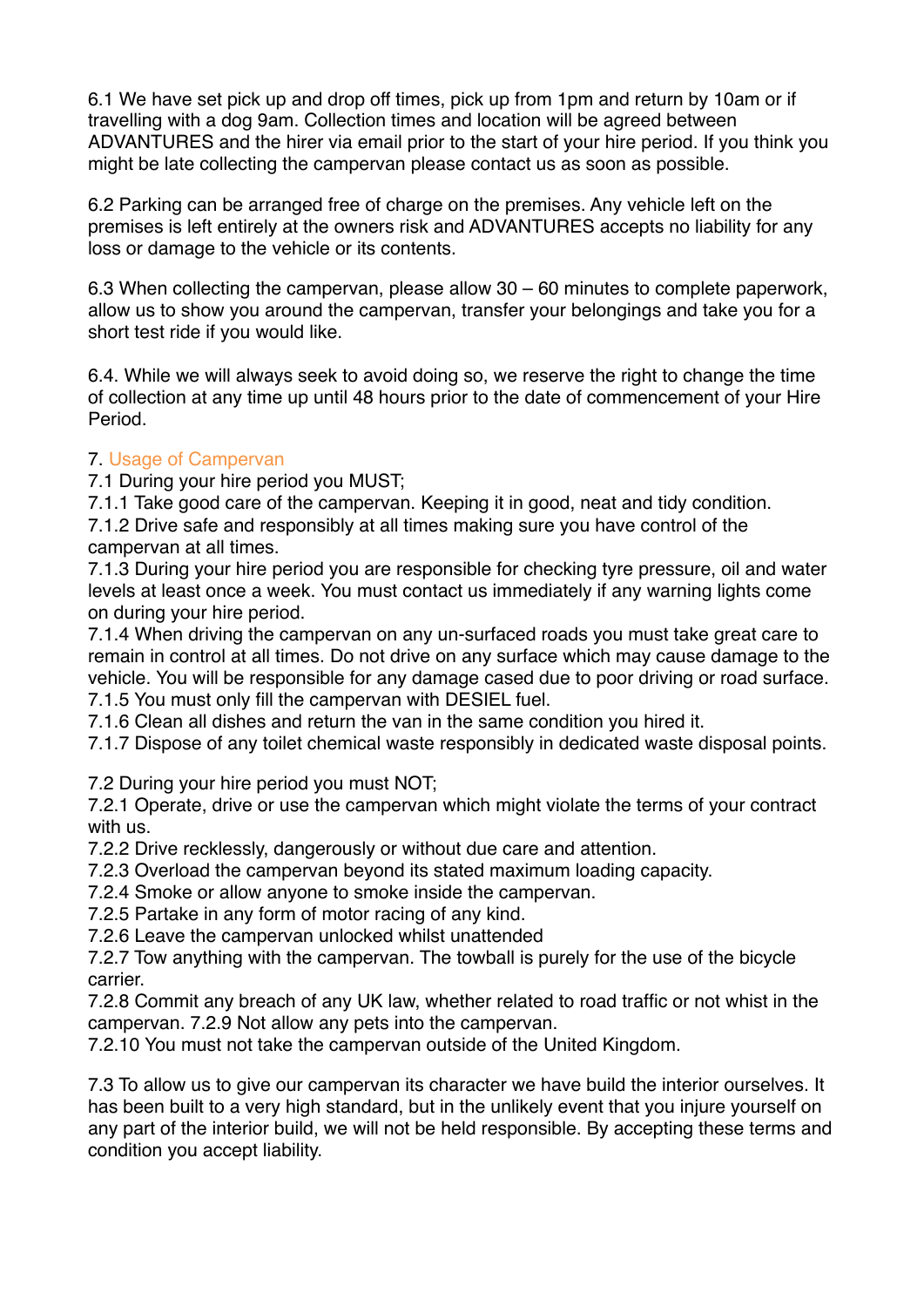6.1 We have set pick up and drop off times, pick up from 1pm and return by 10am or if travelling with a dog 9am. Collection times and location will be agreed between ADVANTURES and the hirer via email prior to the start of your hire period. If you think you might be late collecting the campervan please contact us as soon as possible.

6.2 Parking can be arranged free of charge on the premises. Any vehicle left on the premises is left entirely at the owners risk and ADVANTURES accepts no liability for any loss or damage to the vehicle or its contents.

6.3 When collecting the campervan, please allow 30 – 60 minutes to complete paperwork, allow us to show you around the campervan, transfer your belongings and take you for a short test ride if you would like.

6.4. While we will always seek to avoid doing so, we reserve the right to change the time of collection at any time up until 48 hours prior to the date of commencement of your Hire Period.

## 7. Usage of Campervan

7.1 During your hire period you MUST;
7.1.1 Take good care of the campervan. Keeping it in good, neat and tidy condition.
7.1.2 Drive safe and responsibly at all times making sure you have control of the campervan at all times.
7.1.3 During your hire period you are responsible for checking tyre pressure, oil and water levels at least once a week. You must contact us immediately if any warning lights come on during your hire period.
7.1.4 When driving the campervan on any un-surfaced roads you must take great care to remain in control at all times. Do not drive on any surface which may cause damage to the vehicle. You will be responsible for any damage cased due to poor driving or road surface.
7.1.5 You must only fill the campervan with DESIEL fuel.
7.1.6 Clean all dishes and return the van in the same condition you hired it.
7.1.7 Dispose of any toilet chemical waste responsibly in dedicated waste disposal points.

7.2 During your hire period you must NOT;
7.2.1 Operate, drive or use the campervan which might violate the terms of your contract with us.
7.2.2 Drive recklessly, dangerously or without due care and attention.
7.2.3 Overload the campervan beyond its stated maximum loading capacity.
7.2.4 Smoke or allow anyone to smoke inside the campervan.
7.2.5 Partake in any form of motor racing of any kind.
7.2.6 Leave the campervan unlocked whilst unattended
7.2.7 Tow anything with the campervan. The towball is purely for the use of the bicycle carrier.
7.2.8 Commit any breach of any UK law, whether related to road traffic or not whist in the campervan. 7.2.9 Not allow any pets into the campervan.
7.2.10 You must not take the campervan outside of the United Kingdom.

7.3 To allow us to give our campervan its character we have build the interior ourselves. It has been built to a very high standard, but in the unlikely event that you injure yourself on any part of the interior build, we will not be held responsible. By accepting these terms and condition you accept liability.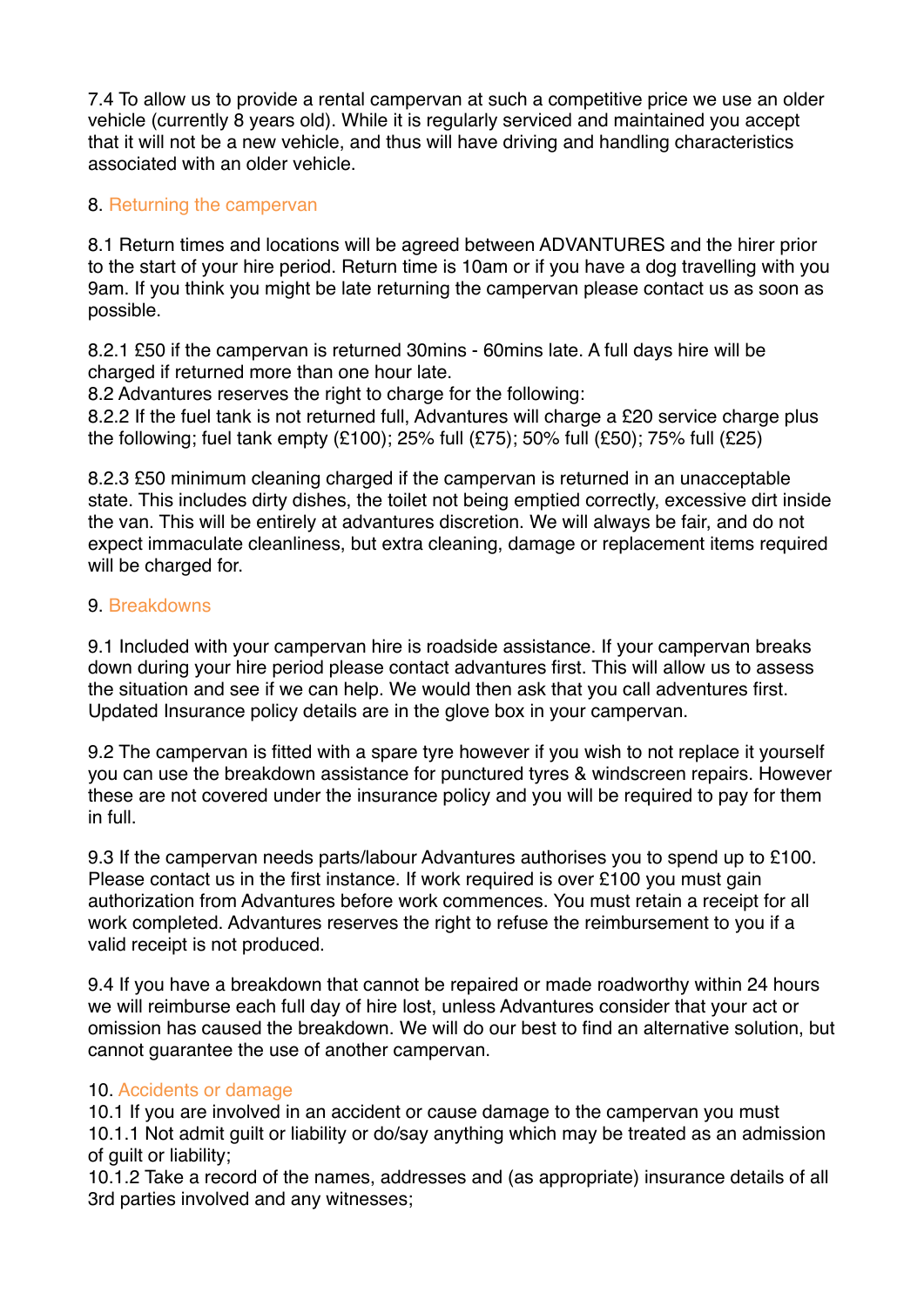7.4 To allow us to provide a rental campervan at such a competitive price we use an older vehicle (currently 8 years old). While it is regularly serviced and maintained you accept that it will not be a new vehicle, and thus will have driving and handling characteristics associated with an older vehicle.

## 8. Returning the campervan

8.1 Return times and locations will be agreed between ADVANTURES and the hirer prior to the start of your hire period. Return time is 10am or if you have a dog travelling with you 9am. If you think you might be late returning the campervan please contact us as soon as possible.

8.2.1 £50 if the campervan is returned 30mins - 60mins late. A full days hire will be charged if returned more than one hour late.
8.2 Advantures reserves the right to charge for the following:
8.2.2 If the fuel tank is not returned full, Advantures will charge a £20 service charge plus the following; fuel tank empty (£100); 25% full (£75); 50% full (£50); 75% full (£25)

8.2.3 £50 minimum cleaning charged if the campervan is returned in an unacceptable state. This includes dirty dishes, the toilet not being emptied correctly, excessive dirt inside the van. This will be entirely at advantures discretion. We will always be fair, and do not expect immaculate cleanliness, but extra cleaning, damage or replacement items required will be charged for.

## 9. Breakdowns

9.1 Included with your campervan hire is roadside assistance. If your campervan breaks down during your hire period please contact advantures first. This will allow us to assess the situation and see if we can help. We would then ask that you call adventures first. Updated Insurance policy details are in the glove box in your campervan.

9.2 The campervan is fitted with a spare tyre however if you wish to not replace it yourself you can use the breakdown assistance for punctured tyres & windscreen repairs. However these are not covered under the insurance policy and you will be required to pay for them in full.

9.3 If the campervan needs parts/labour Advantures authorises you to spend up to £100. Please contact us in the first instance. If work required is over £100 you must gain authorization from Advantures before work commences. You must retain a receipt for all work completed. Advantures reserves the right to refuse the reimbursement to you if a valid receipt is not produced.

9.4 If you have a breakdown that cannot be repaired or made roadworthy within 24 hours we will reimburse each full day of hire lost, unless Advantures consider that your act or omission has caused the breakdown. We will do our best to find an alternative solution, but cannot guarantee the use of another campervan.

## 10. Accidents or damage

10.1 If you are involved in an accident or cause damage to the campervan you must
10.1.1 Not admit guilt or liability or do/say anything which may be treated as an admission of guilt or liability;
10.1.2 Take a record of the names, addresses and (as appropriate) insurance details of all 3rd parties involved and any witnesses;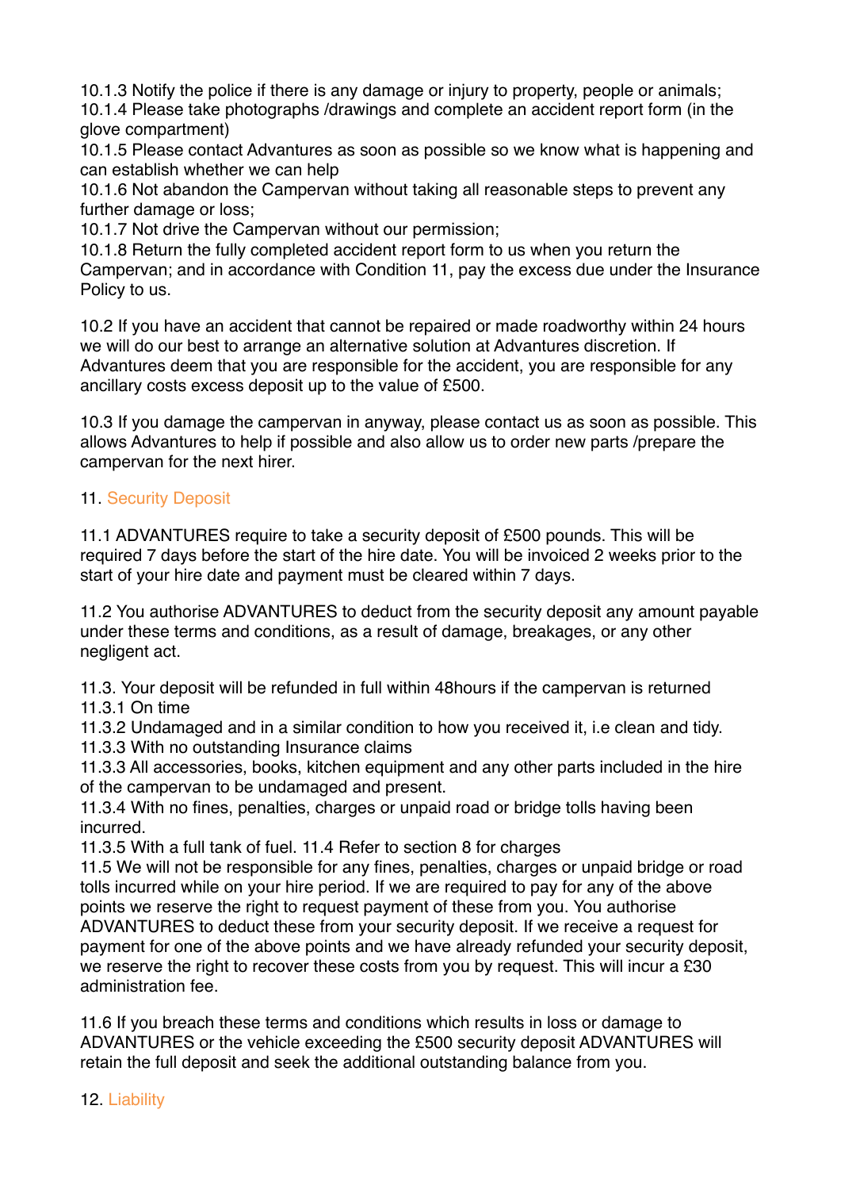10.1.3 Notify the police if there is any damage or injury to property, people or animals;
10.1.4 Please take photographs /drawings and complete an accident report form (in the glove compartment)
10.1.5 Please contact Advantures as soon as possible so we know what is happening and can establish whether we can help
10.1.6 Not abandon the Campervan without taking all reasonable steps to prevent any further damage or loss;
10.1.7 Not drive the Campervan without our permission;
10.1.8 Return the fully completed accident report form to us when you return the Campervan; and in accordance with Condition 11, pay the excess due under the Insurance Policy to us.

10.2 If you have an accident that cannot be repaired or made roadworthy within 24 hours we will do our best to arrange an alternative solution at Advantures discretion. If Advantures deem that you are responsible for the accident, you are responsible for any ancillary costs excess deposit up to the value of £500.

10.3 If you damage the campervan in anyway, please contact us as soon as possible. This allows Advantures to help if possible and also allow us to order new parts /prepare the campervan for the next hirer.

## 11. Security Deposit

11.1 ADVANTURES require to take a security deposit of £500 pounds. This will be required 7 days before the start of the hire date. You will be invoiced 2 weeks prior to the start of your hire date and payment must be cleared within 7 days.

11.2 You authorise ADVANTURES to deduct from the security deposit any amount payable under these terms and conditions, as a result of damage, breakages, or any other negligent act.

11.3. Your deposit will be refunded in full within 48hours if the campervan is returned
11.3.1 On time
11.3.2 Undamaged and in a similar condition to how you received it, i.e clean and tidy.
11.3.3 With no outstanding Insurance claims
11.3.3 All accessories, books, kitchen equipment and any other parts included in the hire of the campervan to be undamaged and present.
11.3.4 With no fines, penalties, charges or unpaid road or bridge tolls having been incurred.
11.3.5 With a full tank of fuel. 11.4 Refer to section 8 for charges
11.5 We will not be responsible for any fines, penalties, charges or unpaid bridge or road tolls incurred while on your hire period. If we are required to pay for any of the above points we reserve the right to request payment of these from you. You authorise ADVANTURES to deduct these from your security deposit. If we receive a request for payment for one of the above points and we have already refunded your security deposit, we reserve the right to recover these costs from you by request. This will incur a £30 administration fee.

11.6 If you breach these terms and conditions which results in loss or damage to ADVANTURES or the vehicle exceeding the £500 security deposit ADVANTURES will retain the full deposit and seek the additional outstanding balance from you.

## 12. Liability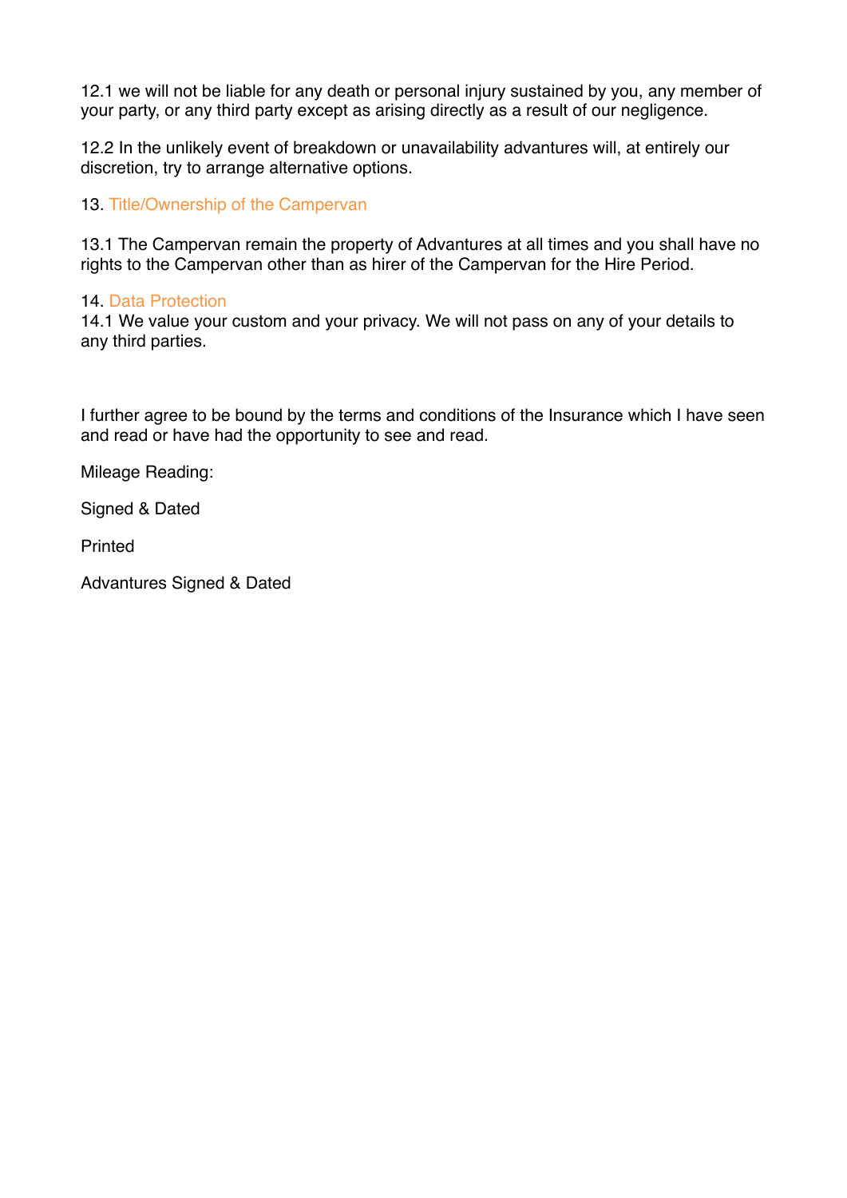12.1 we will not be liable for any death or personal injury sustained by you, any member of your party, or any third party except as arising directly as a result of our negligence.

12.2 In the unlikely event of breakdown or unavailability advantures will, at entirely our discretion, try to arrange alternative options.

## 13. Title/Ownership of the Campervan

13.1 The Campervan remain the property of Advantures at all times and you shall have no rights to the Campervan other than as hirer of the Campervan for the Hire Period.

## 14. Data Protection

14.1 We value your custom and your privacy. We will not pass on any of your details to any third parties.

I further agree to be bound by the terms and conditions of the Insurance which I have seen and read or have had the opportunity to see and read.

Mileage Reading:

Signed & Dated

Printed

Advantures Signed & Dated